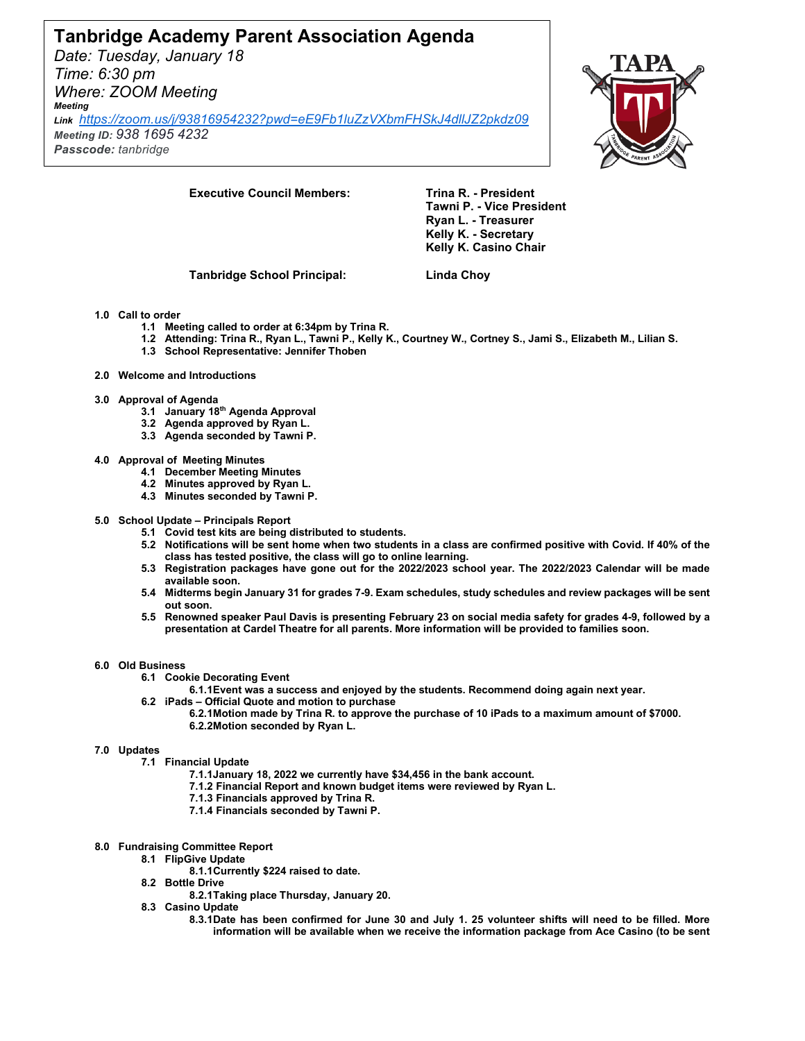# Tanbridge Academy Parent Association Agenda

*Date: Tuesday, January 18*
*Time: 6:30 pm*
*Where: ZOOM Meeting*
***Meeting Link*** https://zoom.us/j/93816954232?pwd=eE9Fb1luZzVXbmFHSkJ4dllJZ2pkdz09
***Meeting ID:*** *938 1695 4232*
***Passcode:*** *tanbridge*

**Executive Council Members:**

**Trina R. - President**
**Tawni P. - Vice President**
**Ryan L. - Treasurer**
**Kelly K. - Secretary**
**Kelly K. Casino Chair**

**Tanbridge School Principal:** **Linda Choy**

**1.0 Call to order**
- **1.1 Meeting called to order at 6:34pm by Trina R.**
- **1.2 Attending: Trina R., Ryan L., Tawni P., Kelly K., Courtney W., Cortney S., Jami S., Elizabeth M., Lilian S.**
- **1.3 School Representative: Jennifer Thoben**

**2.0 Welcome and Introductions**

**3.0 Approval of Agenda**
- **3.1 January 18th Agenda Approval**
- **3.2 Agenda approved by Ryan L.**
- **3.3 Agenda seconded by Tawni P.**

**4.0 Approval of Meeting Minutes**
- **4.1 December Meeting Minutes**
- **4.2 Minutes approved by Ryan L.**
- **4.3 Minutes seconded by Tawni P.**

**5.0 School Update – Principals Report**
- **5.1 Covid test kits are being distributed to students.**
- **5.2 Notifications will be sent home when two students in a class are confirmed positive with Covid. If 40% of the class has tested positive, the class will go to online learning.**
- **5.3 Registration packages have gone out for the 2022/2023 school year. The 2022/2023 Calendar will be made available soon.**
- **5.4 Midterms begin January 31 for grades 7-9. Exam schedules, study schedules and review packages will be sent out soon.**
- **5.5 Renowned speaker Paul Davis is presenting February 23 on social media safety for grades 4-9, followed by a presentation at Cardel Theatre for all parents. More information will be provided to families soon.**

**6.0 Old Business**
- **6.1 Cookie Decorating Event**
  - **6.1.1Event was a success and enjoyed by the students. Recommend doing again next year.**
- **6.2 iPads – Official Quote and motion to purchase**
  - **6.2.1Motion made by Trina R. to approve the purchase of 10 iPads to a maximum amount of $7000.**
  - **6.2.2Motion seconded by Ryan L.**

**7.0 Updates**
- **7.1 Financial Update**
  - **7.1.1January 18, 2022 we currently have $34,456 in the bank account.**
  - **7.1.2 Financial Report and known budget items were reviewed by Ryan L.**
  - **7.1.3 Financials approved by Trina R.**
  - **7.1.4 Financials seconded by Tawni P.**

**8.0 Fundraising Committee Report**
- **8.1 FlipGive Update**
  - **8.1.1Currently $224 raised to date.**
- **8.2 Bottle Drive**
  - **8.2.1Taking place Thursday, January 20.**
- **8.3 Casino Update**
  - **8.3.1Date has been confirmed for June 30 and July 1. 25 volunteer shifts will need to be filled. More information will be available when we receive the information package from Ace Casino (to be sent**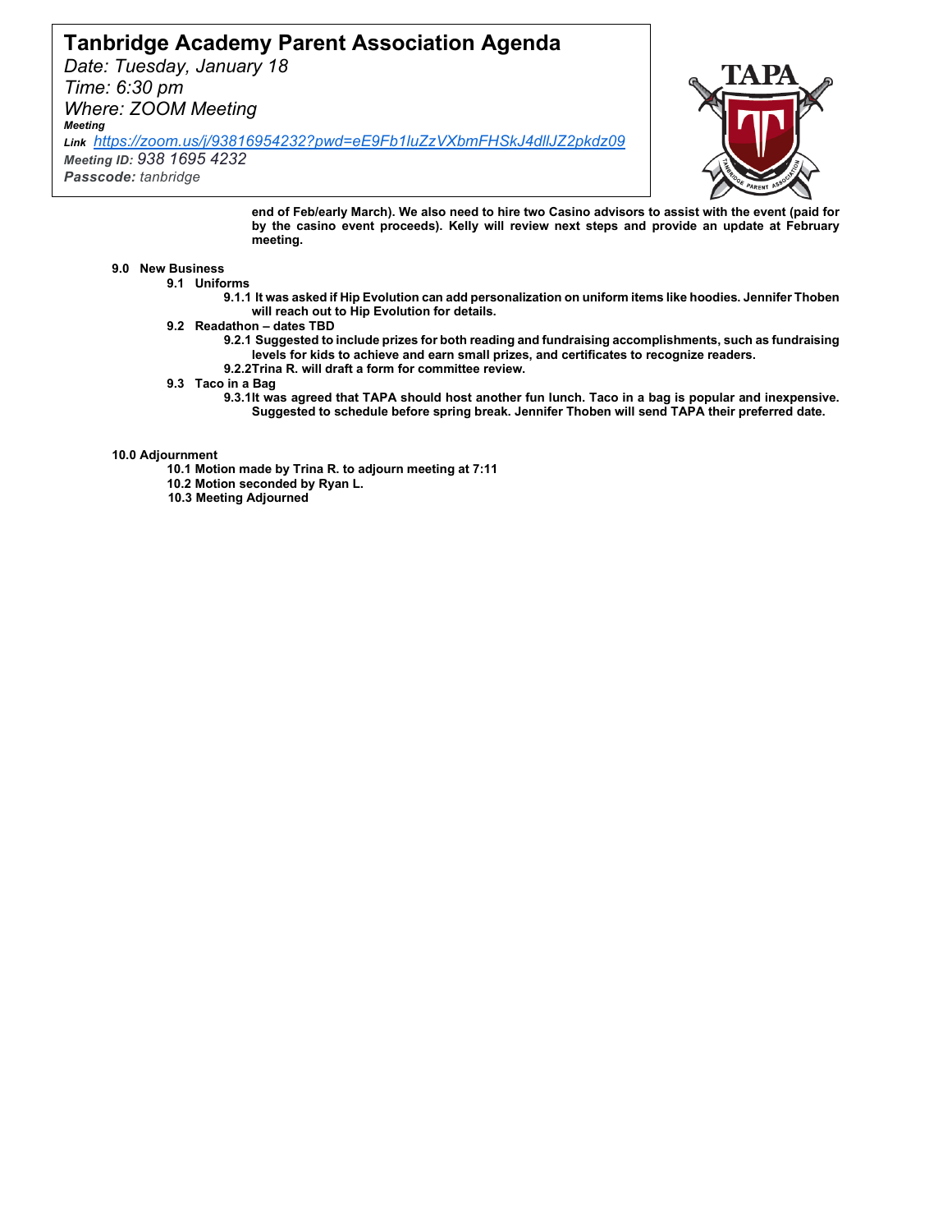# Tanbridge Academy Parent Association Agenda

*Date: Tuesday, January 18*

*Time: 6:30 pm*

*Where: ZOOM Meeting*

***Meeting Link*** [https://zoom.us/j/93816954232?pwd=eE9Fb1luZzVXbmFHSkJ4dllJZ2pkdz09](https://zoom.us/j/93816954232?pwd=eE9Fb1luZzVXbmFHSkJ4dllJZ2pkdz09)

***Meeting ID:*** *938 1695 4232*

***Passcode:*** *tanbridge*

**end of Feb/early March). We also need to hire two Casino advisors to assist with the event (paid for by the casino event proceeds). Kelly will review next steps and provide an update at February meeting.**

**9.0 New Business**

- **9.1 Uniforms**
  - **9.1.1 It was asked if Hip Evolution can add personalization on uniform items like hoodies. Jennifer Thoben will reach out to Hip Evolution for details.**
- **9.2 Readathon – dates TBD**
  - **9.2.1 Suggested to include prizes for both reading and fundraising accomplishments, such as fundraising levels for kids to achieve and earn small prizes, and certificates to recognize readers.**
  - **9.2.2 Trina R. will draft a form for committee review.**
- **9.3 Taco in a Bag**
  - **9.3.1 It was agreed that TAPA should host another fun lunch. Taco in a bag is popular and inexpensive. Suggested to schedule before spring break. Jennifer Thoben will send TAPA their preferred date.**

**10.0 Adjournment**

- **10.1 Motion made by Trina R. to adjourn meeting at 7:11**
- **10.2 Motion seconded by Ryan L.**
- **10.3 Meeting Adjourned**